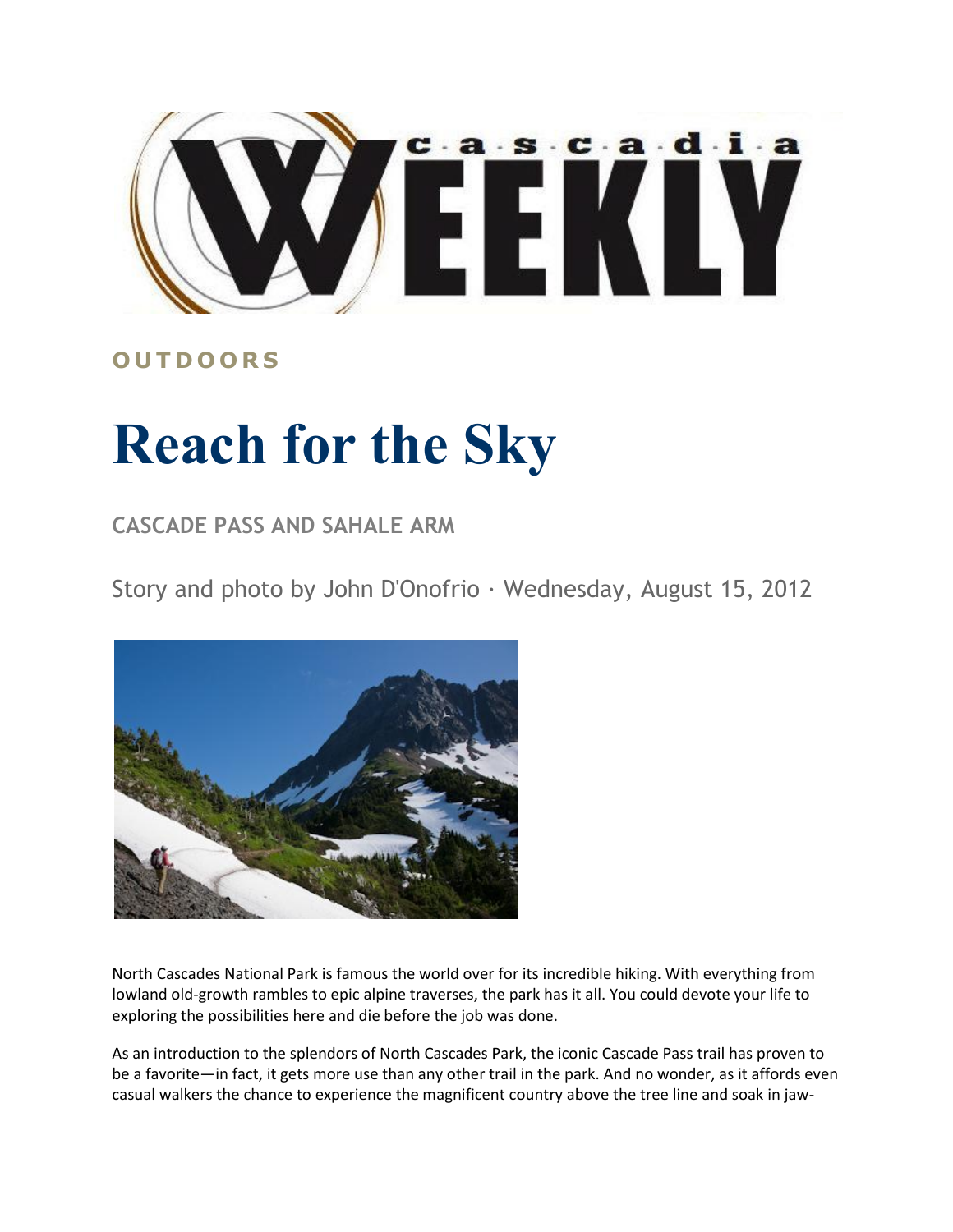# Cascadia Weekly

OUTDOORS

# Reach for the Sky

## CASCADE PASS AND SAHALE ARM

Story and photo by John D'Onofrio · Wednesday, August 15, 2012

North Cascades National Park is famous the world over for its incredible hiking. With everything from lowland old-growth rambles to epic alpine traverses, the park has it all. You could devote your life to exploring the possibilities here and die before the job was done.

As an introduction to the splendors of North Cascades Park, the iconic Cascade Pass trail has proven to be a favorite—in fact, it gets more use than any other trail in the park. And no wonder, as it affords even casual walkers the chance to experience the magnificent country above the tree line and soak in jaw-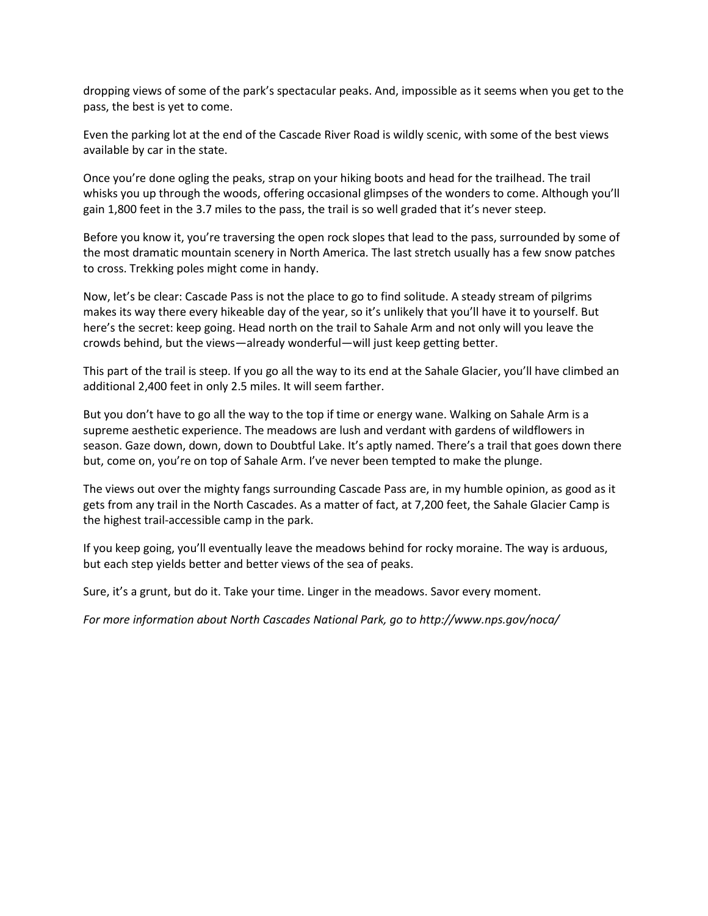dropping views of some of the park's spectacular peaks. And, impossible as it seems when you get to the pass, the best is yet to come.

Even the parking lot at the end of the Cascade River Road is wildly scenic, with some of the best views available by car in the state.

Once you're done ogling the peaks, strap on your hiking boots and head for the trailhead. The trail whisks you up through the woods, offering occasional glimpses of the wonders to come. Although you'll gain 1,800 feet in the 3.7 miles to the pass, the trail is so well graded that it's never steep.

Before you know it, you're traversing the open rock slopes that lead to the pass, surrounded by some of the most dramatic mountain scenery in North America. The last stretch usually has a few snow patches to cross. Trekking poles might come in handy.

Now, let's be clear: Cascade Pass is not the place to go to find solitude. A steady stream of pilgrims makes its way there every hikeable day of the year, so it's unlikely that you'll have it to yourself. But here's the secret: keep going. Head north on the trail to Sahale Arm and not only will you leave the crowds behind, but the views—already wonderful—will just keep getting better.

This part of the trail is steep. If you go all the way to its end at the Sahale Glacier, you'll have climbed an additional 2,400 feet in only 2.5 miles. It will seem farther.

But you don't have to go all the way to the top if time or energy wane. Walking on Sahale Arm is a supreme aesthetic experience. The meadows are lush and verdant with gardens of wildflowers in season. Gaze down, down, down to Doubtful Lake. It's aptly named. There's a trail that goes down there but, come on, you're on top of Sahale Arm. I've never been tempted to make the plunge.

The views out over the mighty fangs surrounding Cascade Pass are, in my humble opinion, as good as it gets from any trail in the North Cascades. As a matter of fact, at 7,200 feet, the Sahale Glacier Camp is the highest trail-accessible camp in the park.

If you keep going, you'll eventually leave the meadows behind for rocky moraine. The way is arduous, but each step yields better and better views of the sea of peaks.

Sure, it's a grunt, but do it. Take your time. Linger in the meadows. Savor every moment.

*For more information about North Cascades National Park, go to http://www.nps.gov/noca/*